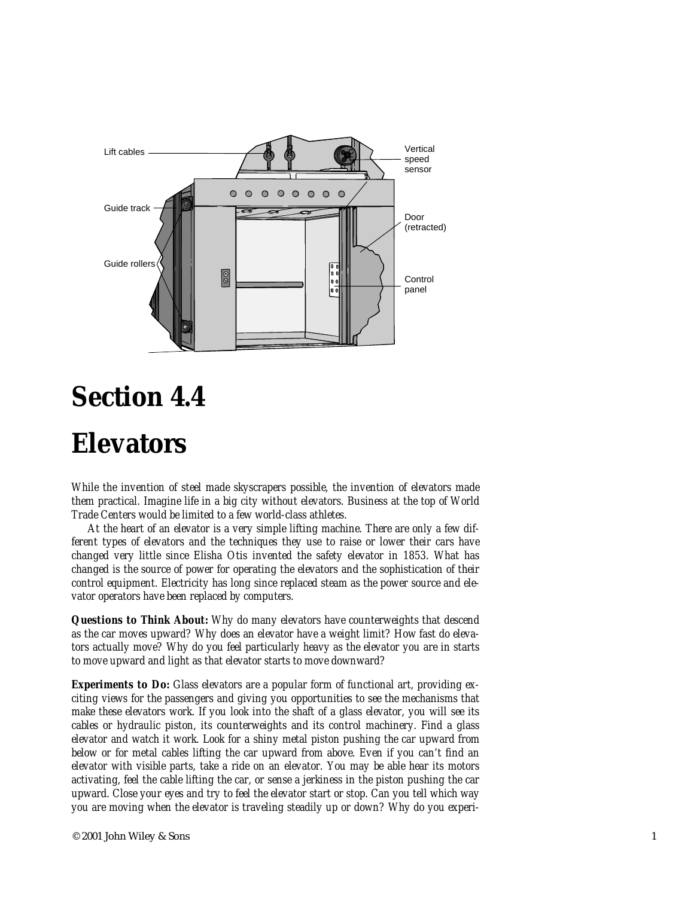Lift cables

Guide track

Guide rollers

Vertical speed sensor

Door (retracted)

Control panel

# Section 4.4

# Elevators

*While the invention of steel made skyscrapers possible, the invention of elevators made them practical. Imagine life in a big city without elevators. Business at the top of World Trade Centers would be limited to a few world-class athletes.*

*At the heart of an elevator is a very simple lifting machine. There are only a few different types of elevators and the techniques they use to raise or lower their cars have changed very little since Elisha Otis invented the safety elevator in 1853. What has changed is the source of power for operating the elevators and the sophistication of their control equipment. Electricity has long since replaced steam as the power source and elevator operators have been replaced by computers.*

**Questions to Think About:** *Why do many elevators have counterweights that descend as the car moves upward? Why does an elevator have a weight limit? How fast do elevators actually move? Why do you feel particularly heavy as the elevator you are in starts to move upward and light as that elevator starts to move downward?*

**Experiments to Do:** *Glass elevators are a popular form of functional art, providing exciting views for the passengers and giving you opportunities to see the mechanisms that make these elevators work. If you look into the shaft of a glass elevator, you will see its cables or hydraulic piston, its counterweights and its control machinery. Find a glass elevator and watch it work. Look for a shiny metal piston pushing the car upward from below or for metal cables lifting the car upward from above. Even if you can't find an elevator with visible parts, take a ride on an elevator. You may be able hear its motors activating, feel the cable lifting the car, or sense a jerkiness in the piston pushing the car upward. Close your eyes and try to feel the elevator start or stop. Can you tell which way you are moving when the elevator is traveling steadily up or down? Why do you experi-*

© 2001 John Wiley & Sons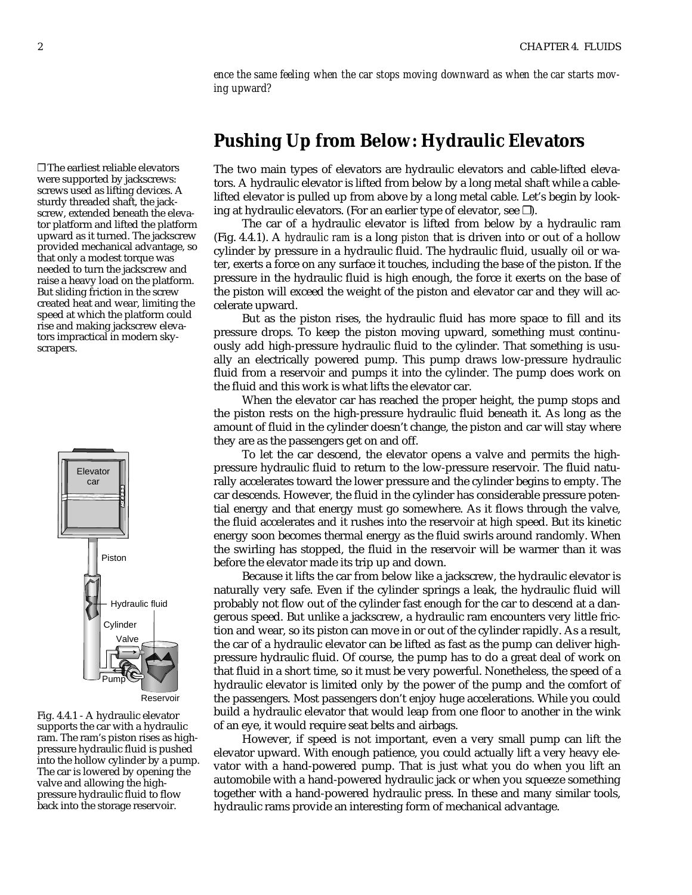*ence the same feeling when the car stops moving downward as when the car starts moving upward?*

## Pushing Up from Below: Hydraulic Elevators

The two main types of elevators are hydraulic elevators and cable-lifted elevators. A hydraulic elevator is lifted from below by a long metal shaft while a cable-lifted elevator is pulled up from above by a long metal cable. Let's begin by looking at hydraulic elevators. (For an earlier type of elevator, see ❒).

❒ The earliest reliable elevators were supported by jackscrews: screws used as lifting devices. A sturdy threaded shaft, the jackscrew, extended beneath the elevator platform and lifted the platform upward as it turned. The jackscrew provided mechanical advantage, so that only a modest torque was needed to turn the jackscrew and raise a heavy load on the platform. But sliding friction in the screw created heat and wear, limiting the speed at which the platform could rise and making jackscrew elevators impractical in modern skyscrapers.

The car of a hydraulic elevator is lifted from below by a hydraulic ram (Fig. 4.4.1). A *hydraulic ram* is a long *piston* that is driven into or out of a hollow cylinder by pressure in a hydraulic fluid. The hydraulic fluid, usually oil or water, exerts a force on any surface it touches, including the base of the piston. If the pressure in the hydraulic fluid is high enough, the force it exerts on the base of the piston will exceed the weight of the piston and elevator car and they will accelerate upward.

But as the piston rises, the hydraulic fluid has more space to fill and its pressure drops. To keep the piston moving upward, something must continuously add high-pressure hydraulic fluid to the cylinder. That something is usually an electrically powered pump. This pump draws low-pressure hydraulic fluid from a reservoir and pumps it into the cylinder. The pump does work on the fluid and this work is what lifts the elevator car.

When the elevator car has reached the proper height, the pump stops and the piston rests on the high-pressure hydraulic fluid beneath it. As long as the amount of fluid in the cylinder doesn't change, the piston and car will stay where they are as the passengers get on and off.

To let the car descend, the elevator opens a valve and permits the high-pressure hydraulic fluid to return to the low-pressure reservoir. The fluid naturally accelerates toward the lower pressure and the cylinder begins to empty. The car descends. However, the fluid in the cylinder has considerable pressure potential energy and that energy must go somewhere. As it flows through the valve, the fluid accelerates and it rushes into the reservoir at high speed. But its kinetic energy soon becomes thermal energy as the fluid swirls around randomly. When the swirling has stopped, the fluid in the reservoir will be warmer than it was before the elevator made its trip up and down.

Fig. 4.4.1 - A hydraulic elevator supports the car with a hydraulic ram. The ram's piston rises as high-pressure hydraulic fluid is pushed into the hollow cylinder by a pump. The car is lowered by opening the valve and allowing the high-pressure hydraulic fluid to flow back into the storage reservoir.

Because it lifts the car from below like a jackscrew, the hydraulic elevator is naturally very safe. Even if the cylinder springs a leak, the hydraulic fluid will probably not flow out of the cylinder fast enough for the car to descend at a dangerous speed. But unlike a jackscrew, a hydraulic ram encounters very little friction and wear, so its piston can move in or out of the cylinder rapidly. As a result, the car of a hydraulic elevator can be lifted as fast as the pump can deliver high-pressure hydraulic fluid. Of course, the pump has to do a great deal of work on that fluid in a short time, so it must be very powerful. Nonetheless, the speed of a hydraulic elevator is limited only by the power of the pump and the comfort of the passengers. Most passengers don't enjoy huge accelerations. While you could build a hydraulic elevator that would leap from one floor to another in the wink of an eye, it would require seat belts and airbags.

However, if speed is not important, even a very small pump can lift the elevator upward. With enough patience, you could actually lift a very heavy elevator with a hand-powered pump. That is just what you do when you lift an automobile with a hand-powered hydraulic jack or when you squeeze something together with a hand-powered hydraulic press. In these and many similar tools, hydraulic rams provide an interesting form of mechanical advantage.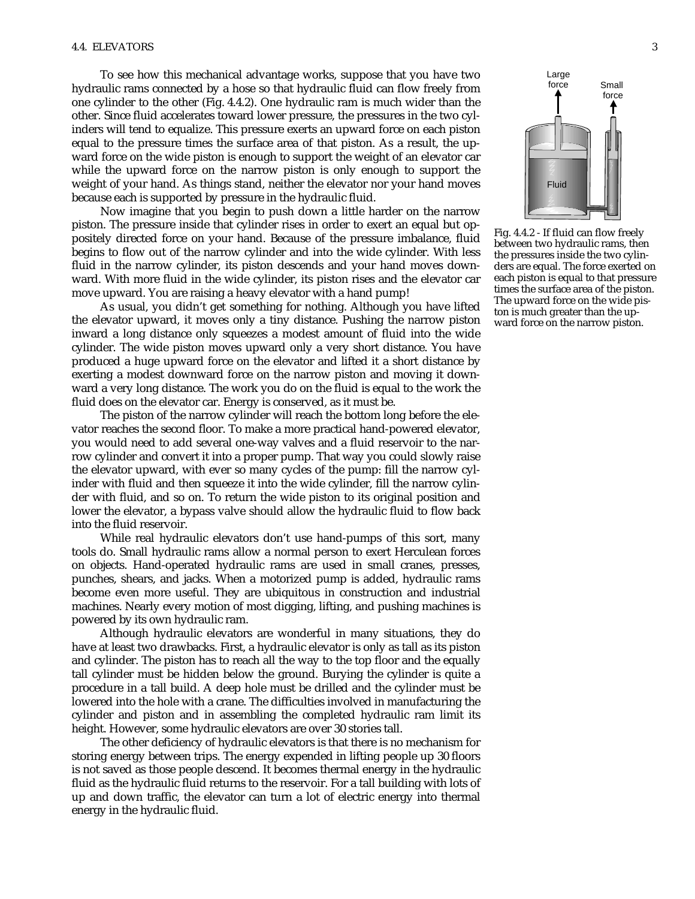To see how this mechanical advantage works, suppose that you have two hydraulic rams connected by a hose so that hydraulic fluid can flow freely from one cylinder to the other (Fig. 4.4.2). One hydraulic ram is much wider than the other. Since fluid accelerates toward lower pressure, the pressures in the two cylinders will tend to equalize. This pressure exerts an upward force on each piston equal to the pressure times the surface area of that piston. As a result, the upward force on the wide piston is enough to support the weight of an elevator car while the upward force on the narrow piston is only enough to support the weight of your hand. As things stand, neither the elevator nor your hand moves because each is supported by pressure in the hydraulic fluid.

Now imagine that you begin to push down a little harder on the narrow piston. The pressure inside that cylinder rises in order to exert an equal but oppositely directed force on your hand. Because of the pressure imbalance, fluid begins to flow out of the narrow cylinder and into the wide cylinder. With less fluid in the narrow cylinder, its piston descends and your hand moves downward. With more fluid in the wide cylinder, its piston rises and the elevator car move upward. You are raising a heavy elevator with a hand pump!

As usual, you didn't get something for nothing. Although you have lifted the elevator upward, it moves only a tiny distance. Pushing the narrow piston inward a long distance only squeezes a modest amount of fluid into the wide cylinder. The wide piston moves upward only a very short distance. You have produced a huge upward force on the elevator and lifted it a short distance by exerting a modest downward force on the narrow piston and moving it downward a very long distance. The work you do on the fluid is equal to the work the fluid does on the elevator car. Energy is conserved, as it must be.

The piston of the narrow cylinder will reach the bottom long before the elevator reaches the second floor. To make a more practical hand-powered elevator, you would need to add several one-way valves and a fluid reservoir to the narrow cylinder and convert it into a proper pump. That way you could slowly raise the elevator upward, with ever so many cycles of the pump: fill the narrow cylinder with fluid and then squeeze it into the wide cylinder, fill the narrow cylinder with fluid, and so on. To return the wide piston to its original position and lower the elevator, a bypass valve should allow the hydraulic fluid to flow back into the fluid reservoir.

While real hydraulic elevators don't use hand-pumps of this sort, many tools do. Small hydraulic rams allow a normal person to exert Herculean forces on objects. Hand-operated hydraulic rams are used in small cranes, presses, punches, shears, and jacks. When a motorized pump is added, hydraulic rams become even more useful. They are ubiquitous in construction and industrial machines. Nearly every motion of most digging, lifting, and pushing machines is powered by its own hydraulic ram.

Although hydraulic elevators are wonderful in many situations, they do have at least two drawbacks. First, a hydraulic elevator is only as tall as its piston and cylinder. The piston has to reach all the way to the top floor and the equally tall cylinder must be hidden below the ground. Burying the cylinder is quite a procedure in a tall build. A deep hole must be drilled and the cylinder must be lowered into the hole with a crane. The difficulties involved in manufacturing the cylinder and piston and in assembling the completed hydraulic ram limit its height. However, some hydraulic elevators are over 30 stories tall.

The other deficiency of hydraulic elevators is that there is no mechanism for storing energy between trips. The energy expended in lifting people up 30 floors is not saved as those people descend. It becomes thermal energy in the hydraulic fluid as the hydraulic fluid returns to the reservoir. For a tall building with lots of up and down traffic, the elevator can turn a lot of electric energy into thermal energy in the hydraulic fluid.

Large force | Small force | Fluid

Fig. 4.4.2 - If fluid can flow freely between two hydraulic rams, then the pressures inside the two cylinders are equal. The force exerted on each piston is equal to that pressure times the surface area of the piston. The upward force on the wide piston is much greater than the upward force on the narrow piston.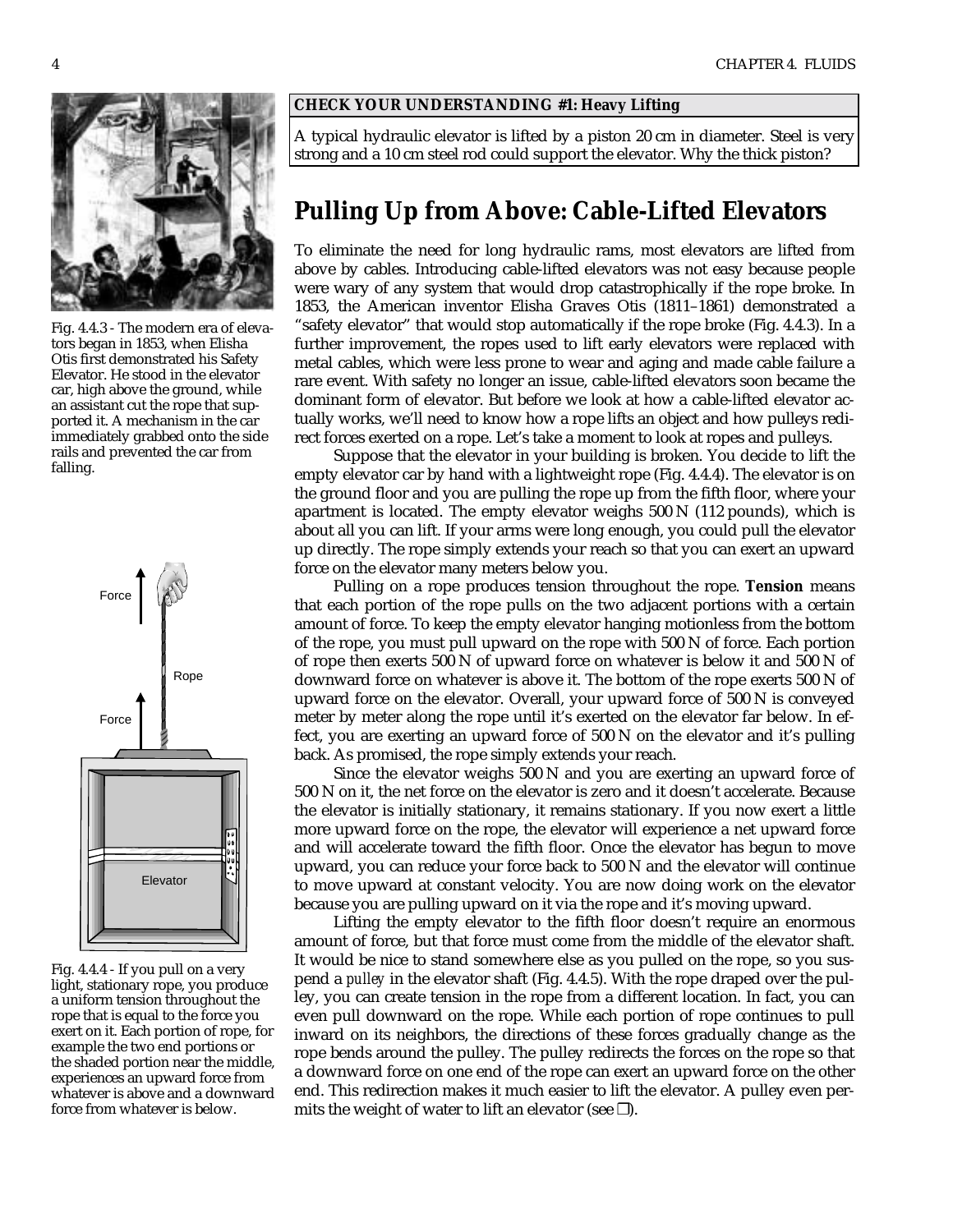**CHECK YOUR UNDERSTANDING #1: Heavy Lifting**

A typical hydraulic elevator is lifted by a piston 20 cm in diameter. Steel is very strong and a 10 cm steel rod could support the elevator. Why the thick piston?

## Pulling Up from Above: Cable-Lifted Elevators

To eliminate the need for long hydraulic rams, most elevators are lifted from above by cables. Introducing cable-lifted elevators was not easy because people were wary of any system that would drop catastrophically if the rope broke. In 1853, the American inventor Elisha Graves Otis (1811–1861) demonstrated a "safety elevator" that would stop automatically if the rope broke (Fig. 4.4.3). In a further improvement, the ropes used to lift early elevators were replaced with metal cables, which were less prone to wear and aging and made cable failure a rare event. With safety no longer an issue, cable-lifted elevators soon became the dominant form of elevator. But before we look at how a cable-lifted elevator actually works, we'll need to know how a rope lifts an object and how pulleys redirect forces exerted on a rope. Let's take a moment to look at ropes and pulleys.

Fig. 4.4.3 - The modern era of elevators began in 1853, when Elisha Otis first demonstrated his Safety Elevator. He stood in the elevator car, high above the ground, while an assistant cut the rope that supported it. A mechanism in the car immediately grabbed onto the side rails and prevented the car from falling.

Suppose that the elevator in your building is broken. You decide to lift the empty elevator car by hand with a lightweight rope (Fig. 4.4.4). The elevator is on the ground floor and you are pulling the rope up from the fifth floor, where your apartment is located. The empty elevator weighs 500 N (112 pounds), which is about all you can lift. If your arms were long enough, you could pull the elevator up directly. The rope simply extends your reach so that you can exert an upward force on the elevator many meters below you.

Pulling on a rope produces tension throughout the rope. **Tension** means that each portion of the rope pulls on the two adjacent portions with a certain amount of force. To keep the empty elevator hanging motionless from the bottom of the rope, you must pull upward on the rope with 500 N of force. Each portion of rope then exerts 500 N of upward force on whatever is below it and 500 N of downward force on whatever is above it. The bottom of the rope exerts 500 N of upward force on the elevator. Overall, your upward force of 500 N is conveyed meter by meter along the rope until it's exerted on the elevator far below. In effect, you are exerting an upward force of 500 N on the elevator and it's pulling back. As promised, the rope simply extends your reach.

Since the elevator weighs 500 N and you are exerting an upward force of 500 N on it, the net force on the elevator is zero and it doesn't accelerate. Because the elevator is initially stationary, it remains stationary. If you now exert a little more upward force on the rope, the elevator will experience a net upward force and will accelerate toward the fifth floor. Once the elevator has begun to move upward, you can reduce your force back to 500 N and the elevator will continue to move upward at constant velocity. You are now doing work on the elevator because you are pulling upward on it via the rope and it's moving upward.

Fig. 4.4.4 - If you pull on a very light, stationary rope, you produce a uniform tension throughout the rope that is equal to the force you exert on it. Each portion of rope, for example the two end portions or the shaded portion near the middle, experiences an upward force from whatever is above and a downward force from whatever is below.

Lifting the empty elevator to the fifth floor doesn't require an enormous amount of force, but that force must come from the middle of the elevator shaft. It would be nice to stand somewhere else as you pulled on the rope, so you suspend a *pulley* in the elevator shaft (Fig. 4.4.5). With the rope draped over the pulley, you can create tension in the rope from a different location. In fact, you can even pull downward on the rope. While each portion of rope continues to pull inward on its neighbors, the directions of these forces gradually change as the rope bends around the pulley. The pulley redirects the forces on the rope so that a downward force on one end of the rope can exert an upward force on the other end. This redirection makes it much easier to lift the elevator. A pulley even permits the weight of water to lift an elevator (see ❒).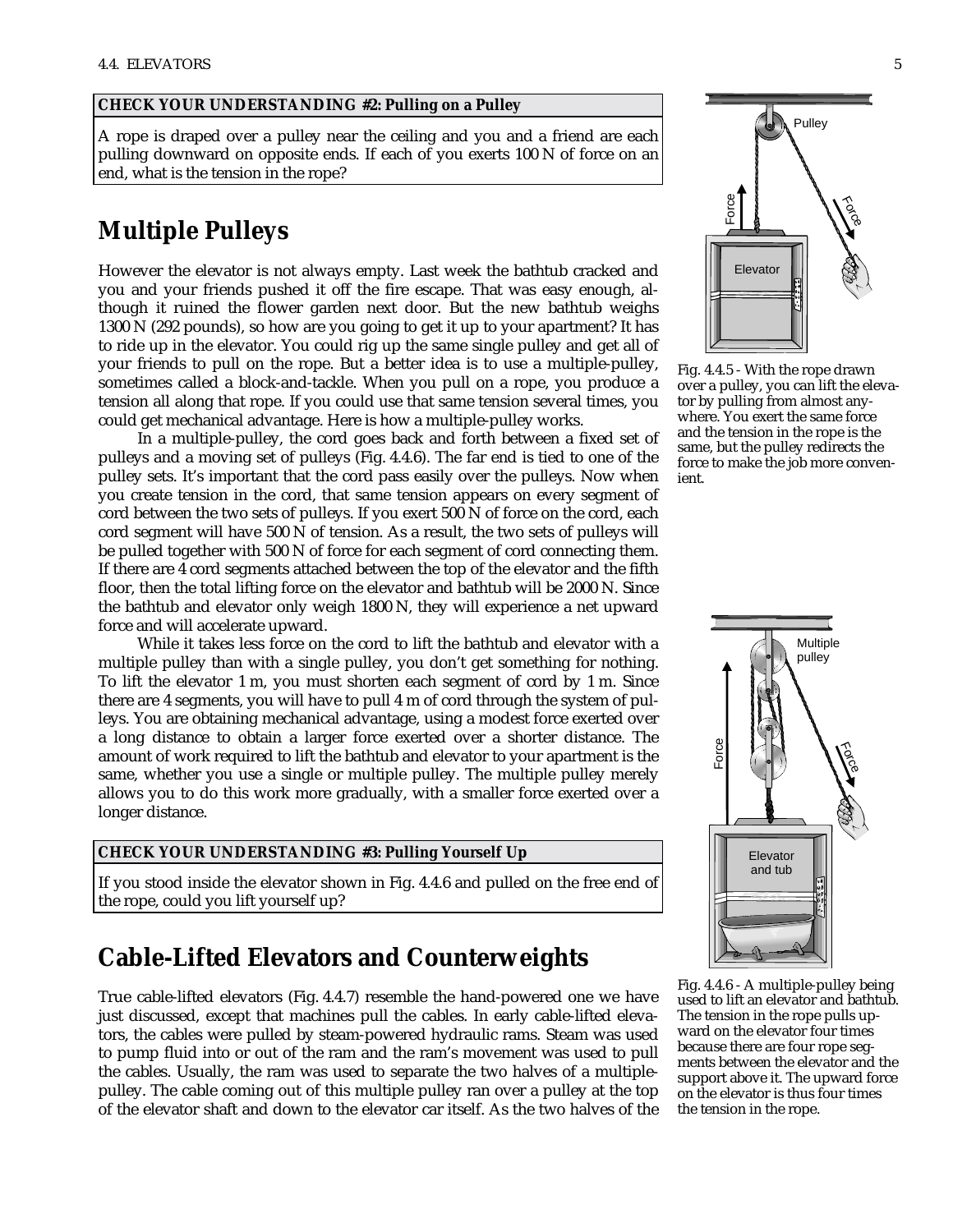**CHECK YOUR UNDERSTANDING #2: Pulling on a Pulley**

A rope is draped over a pulley near the ceiling and you and a friend are each pulling downward on opposite ends. If each of you exerts 100 N of force on an end, what is the tension in the rope?

## Multiple Pulleys

However the elevator is not always empty. Last week the bathtub cracked and you and your friends pushed it off the fire escape. That was easy enough, although it ruined the flower garden next door. But the new bathtub weighs 1300 N (292 pounds), so how are you going to get it up to your apartment? It has to ride up in the elevator. You could rig up the same single pulley and get all of your friends to pull on the rope. But a better idea is to use a multiple-pulley, sometimes called a block-and-tackle. When you pull on a rope, you produce a tension all along that rope. If you could use that same tension several times, you could get mechanical advantage. Here is how a multiple-pulley works.

In a multiple-pulley, the cord goes back and forth between a fixed set of pulleys and a moving set of pulleys (Fig. 4.4.6). The far end is tied to one of the pulley sets. It's important that the cord pass easily over the pulleys. Now when you create tension in the cord, that same tension appears on every segment of cord between the two sets of pulleys. If you exert 500 N of force on the cord, each cord segment will have 500 N of tension. As a result, the two sets of pulleys will be pulled together with 500 N of force for each segment of cord connecting them. If there are 4 cord segments attached between the top of the elevator and the fifth floor, then the total lifting force on the elevator and bathtub will be 2000 N. Since the bathtub and elevator only weigh 1800 N, they will experience a net upward force and will accelerate upward.

While it takes less force on the cord to lift the bathtub and elevator with a multiple pulley than with a single pulley, you don't get something for nothing. To lift the elevator 1 m, you must shorten each segment of cord by 1 m. Since there are 4 segments, you will have to pull 4 m of cord through the system of pulleys. You are obtaining mechanical advantage, using a modest force exerted over a long distance to obtain a larger force exerted over a shorter distance. The amount of work required to lift the bathtub and elevator to your apartment is the same, whether you use a single or multiple pulley. The multiple pulley merely allows you to do this work more gradually, with a smaller force exerted over a longer distance.

**CHECK YOUR UNDERSTANDING #3: Pulling Yourself Up**

If you stood inside the elevator shown in Fig. 4.4.6 and pulled on the free end of the rope, could you lift yourself up?

## Cable-Lifted Elevators and Counterweights

True cable-lifted elevators (Fig. 4.4.7) resemble the hand-powered one we have just discussed, except that machines pull the cables. In early cable-lifted elevators, the cables were pulled by steam-powered hydraulic rams. Steam was used to pump fluid into or out of the ram and the ram's movement was used to pull the cables. Usually, the ram was used to separate the two halves of a multiple-pulley. The cable coming out of this multiple pulley ran over a pulley at the top of the elevator shaft and down to the elevator car itself. As the two halves of the

Fig. 4.4.5 - With the rope drawn over a pulley, you can lift the elevator by pulling from almost anywhere. You exert the same force and the tension in the rope is the same, but the pulley redirects the force to make the job more convenient.

Fig. 4.4.6 - A multiple-pulley being used to lift an elevator and bathtub. The tension in the rope pulls upward on the elevator four times because there are four rope segments between the elevator and the support above it. The upward force on the elevator is thus four times the tension in the rope.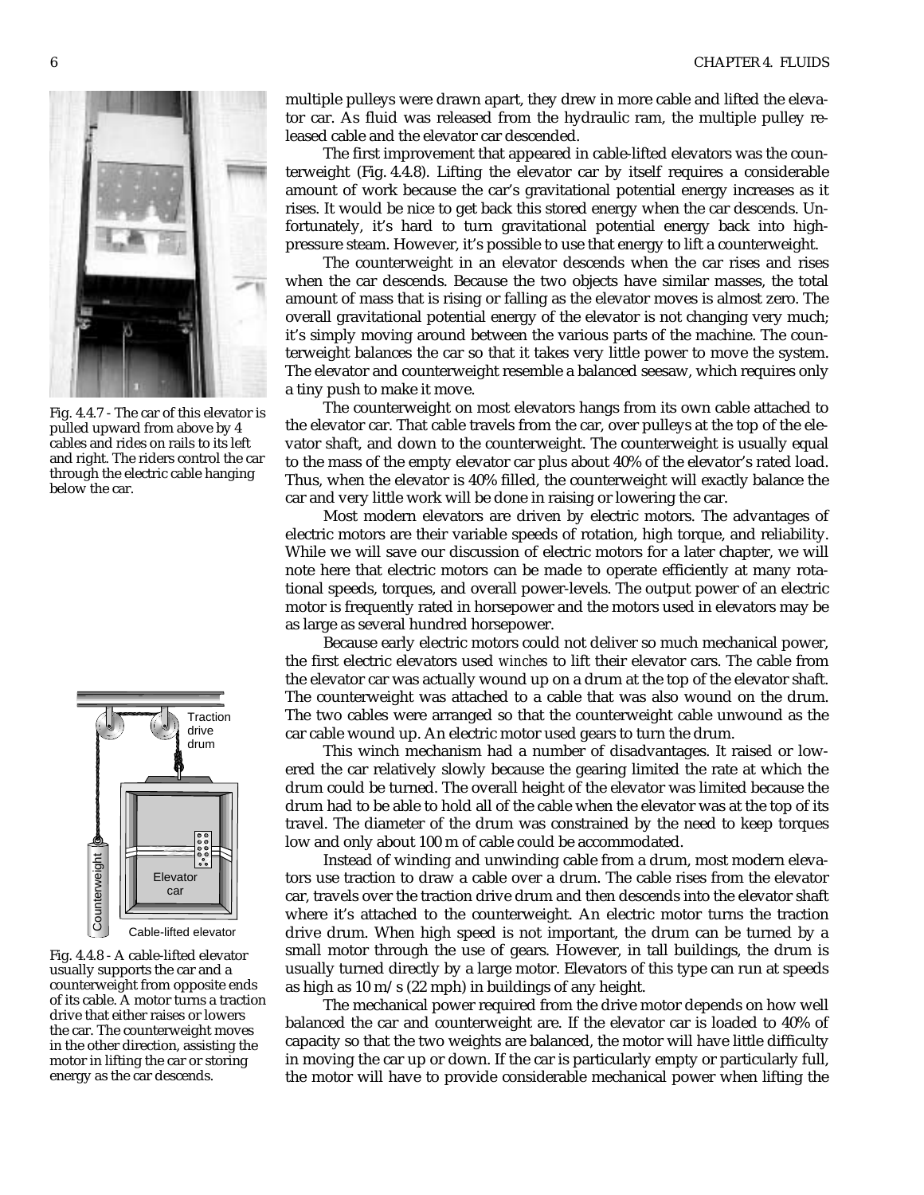multiple pulleys were drawn apart, they drew in more cable and lifted the elevator car. As fluid was released from the hydraulic ram, the multiple pulley released cable and the elevator car descended.

The first improvement that appeared in cable-lifted elevators was the counterweight (Fig. 4.4.8). Lifting the elevator car by itself requires a considerable amount of work because the car's gravitational potential energy increases as it rises. It would be nice to get back this stored energy when the car descends. Unfortunately, it's hard to turn gravitational potential energy back into high-pressure steam. However, it's possible to use that energy to lift a counterweight.

The counterweight in an elevator descends when the car rises and rises when the car descends. Because the two objects have similar masses, the total amount of mass that is rising or falling as the elevator moves is almost zero. The overall gravitational potential energy of the elevator is not changing very much; it's simply moving around between the various parts of the machine. The counterweight balances the car so that it takes very little power to move the system. The elevator and counterweight resemble a balanced seesaw, which requires only a tiny push to make it move.

The counterweight on most elevators hangs from its own cable attached to the elevator car. That cable travels from the car, over pulleys at the top of the elevator shaft, and down to the counterweight. The counterweight is usually equal to the mass of the empty elevator car plus about 40% of the elevator's rated load. Thus, when the elevator is 40% filled, the counterweight will exactly balance the car and very little work will be done in raising or lowering the car.

Most modern elevators are driven by electric motors. The advantages of electric motors are their variable speeds of rotation, high torque, and reliability. While we will save our discussion of electric motors for a later chapter, we will note here that electric motors can be made to operate efficiently at many rotational speeds, torques, and overall power-levels. The output power of an electric motor is frequently rated in horsepower and the motors used in elevators may be as large as several hundred horsepower.

Because early electric motors could not deliver so much mechanical power, the first electric elevators used *winches* to lift their elevator cars. The cable from the elevator car was actually wound up on a drum at the top of the elevator shaft. The counterweight was attached to a cable that was also wound on the drum. The two cables were arranged so that the counterweight cable unwound as the car cable wound up. An electric motor used gears to turn the drum.

This winch mechanism had a number of disadvantages. It raised or lowered the car relatively slowly because the gearing limited the rate at which the drum could be turned. The overall height of the elevator was limited because the drum had to be able to hold all of the cable when the elevator was at the top of its travel. The diameter of the drum was constrained by the need to keep torques low and only about 100 m of cable could be accommodated.

Instead of winding and unwinding cable from a drum, most modern elevators use traction to draw a cable over a drum. The cable rises from the elevator car, travels over the traction drive drum and then descends into the elevator shaft where it's attached to the counterweight. An electric motor turns the traction drive drum. When high speed is not important, the drum can be turned by a small motor through the use of gears. However, in tall buildings, the drum is usually turned directly by a large motor. Elevators of this type can run at speeds as high as 10 m/s (22 mph) in buildings of any height.

The mechanical power required from the drive motor depends on how well balanced the car and counterweight are. If the elevator car is loaded to 40% of capacity so that the two weights are balanced, the motor will have little difficulty in moving the car up or down. If the car is particularly empty or particularly full, the motor will have to provide considerable mechanical power when lifting the

Fig. 4.4.7 - The car of this elevator is pulled upward from above by 4 cables and rides on rails to its left and right. The riders control the car through the electric cable hanging below the car.

Fig. 4.4.8 - A cable-lifted elevator usually supports the car and a counterweight from opposite ends of its cable. A motor turns a traction drive that either raises or lowers the car. The counterweight moves in the other direction, assisting the motor in lifting the car or storing energy as the car descends.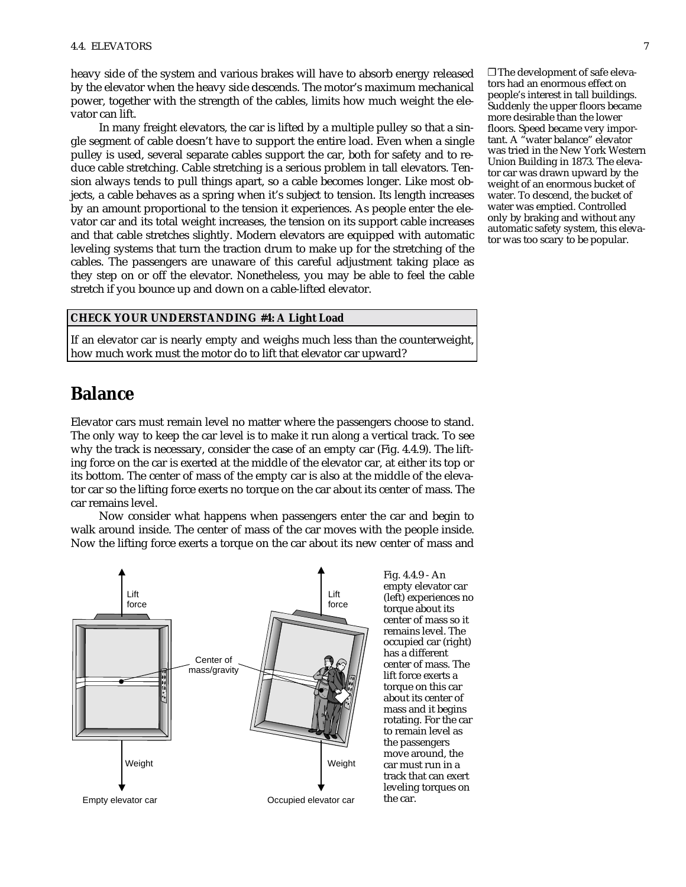heavy side of the system and various brakes will have to absorb energy released by the elevator when the heavy side descends. The motor's maximum mechanical power, together with the strength of the cables, limits how much weight the elevator can lift.

In many freight elevators, the car is lifted by a multiple pulley so that a single segment of cable doesn't have to support the entire load. Even when a single pulley is used, several separate cables support the car, both for safety and to reduce cable stretching. Cable stretching is a serious problem in tall elevators. Tension always tends to pull things apart, so a cable becomes longer. Like most objects, a cable behaves as a spring when it's subject to tension. Its length increases by an amount proportional to the tension it experiences. As people enter the elevator car and its total weight increases, the tension on its support cable increases and that cable stretches slightly. Modern elevators are equipped with automatic leveling systems that turn the traction drum to make up for the stretching of the cables. The passengers are unaware of this careful adjustment taking place as they step on or off the elevator. Nonetheless, you may be able to feel the cable stretch if you bounce up and down on a cable-lifted elevator.

❒ The development of safe elevators had an enormous effect on people's interest in tall buildings. Suddenly the upper floors became more desirable than the lower floors. Speed became very important. A "water balance" elevator was tried in the New York Western Union Building in 1873. The elevator car was drawn upward by the weight of an enormous bucket of water. To descend, the bucket of water was emptied. Controlled only by braking and without any automatic safety system, this elevator was too scary to be popular.

**CHECK YOUR UNDERSTANDING #4: A Light Load**

If an elevator car is nearly empty and weighs much less than the counterweight, how much work must the motor do to lift that elevator car upward?

## Balance

Elevator cars must remain level no matter where the passengers choose to stand. The only way to keep the car level is to make it run along a vertical track. To see why the track is necessary, consider the case of an empty car (Fig. 4.4.9). The lifting force on the car is exerted at the middle of the elevator car, at either its top or its bottom. The center of mass of the empty car is also at the middle of the elevator car so the lifting force exerts no torque on the car about its center of mass. The car remains level.

Now consider what happens when passengers enter the car and begin to walk around inside. The center of mass of the car moves with the people inside. Now the lifting force exerts a torque on the car about its new center of mass and

Fig. 4.4.9 - An empty elevator car (left) experiences no torque about its center of mass so it remains level. The occupied car (right) has a different center of mass. The lift force exerts a torque on this car about its center of mass and it begins rotating. For the car to remain level as the passengers move around, the car must run in a track that can exert leveling torques on the car.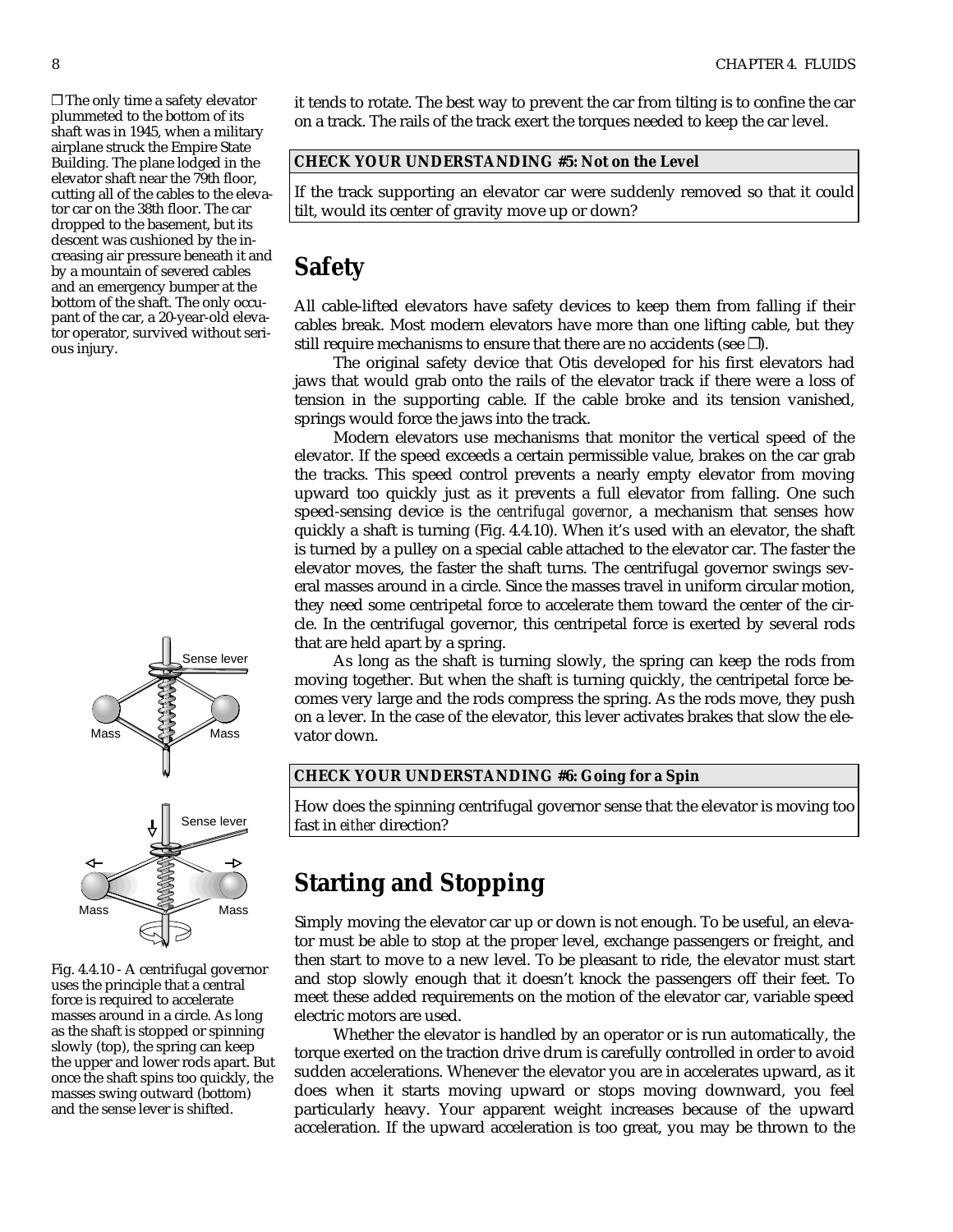it tends to rotate. The best way to prevent the car from tilting is to confine the car on a track. The rails of the track exert the torques needed to keep the car level.

**CHECK YOUR UNDERSTANDING #5: Not on the Level**

If the track supporting an elevator car were suddenly removed so that it could tilt, would its center of gravity move up or down?

## Safety

All cable-lifted elevators have safety devices to keep them from falling if their cables break. Most modern elevators have more than one lifting cable, but they still require mechanisms to ensure that there are no accidents (see ❐).

❐ The only time a safety elevator plummeted to the bottom of its shaft was in 1945, when a military airplane struck the Empire State Building. The plane lodged in the elevator shaft near the 79th floor, cutting all of the cables to the elevator car on the 38th floor. The car dropped to the basement, but its descent was cushioned by the increasing air pressure beneath it and by a mountain of severed cables and an emergency bumper at the bottom of the shaft. The only occupant of the car, a 20-year-old elevator operator, survived without serious injury.

The original safety device that Otis developed for his first elevators had jaws that would grab onto the rails of the elevator track if there were a loss of tension in the supporting cable. If the cable broke and its tension vanished, springs would force the jaws into the track.

Modern elevators use mechanisms that monitor the vertical speed of the elevator. If the speed exceeds a certain permissible value, brakes on the car grab the tracks. This speed control prevents a nearly empty elevator from moving upward too quickly just as it prevents a full elevator from falling. One such speed-sensing device is the *centrifugal governor*, a mechanism that senses how quickly a shaft is turning (Fig. 4.4.10). When it's used with an elevator, the shaft is turned by a pulley on a special cable attached to the elevator car. The faster the elevator moves, the faster the shaft turns. The centrifugal governor swings several masses around in a circle. Since the masses travel in uniform circular motion, they need some centripetal force to accelerate them toward the center of the circle. In the centrifugal governor, this centripetal force is exerted by several rods that are held apart by a spring.

As long as the shaft is turning slowly, the spring can keep the rods from moving together. But when the shaft is turning quickly, the centripetal force becomes very large and the rods compress the spring. As the rods move, they push on a lever. In the case of the elevator, this lever activates brakes that slow the elevator down.

Fig. 4.4.10 - A centrifugal governor uses the principle that a central force is required to accelerate masses around in a circle. As long as the shaft is stopped or spinning slowly (top), the spring can keep the upper and lower rods apart. But once the shaft spins too quickly, the masses swing outward (bottom) and the sense lever is shifted.

**CHECK YOUR UNDERSTANDING #6: Going for a Spin**

How does the spinning centrifugal governor sense that the elevator is moving too fast in *either* direction?

## Starting and Stopping

Simply moving the elevator car up or down is not enough. To be useful, an elevator must be able to stop at the proper level, exchange passengers or freight, and then start to move to a new level. To be pleasant to ride, the elevator must start and stop slowly enough that it doesn't knock the passengers off their feet. To meet these added requirements on the motion of the elevator car, variable speed electric motors are used.

Whether the elevator is handled by an operator or is run automatically, the torque exerted on the traction drive drum is carefully controlled in order to avoid sudden accelerations. Whenever the elevator you are in accelerates upward, as it does when it starts moving upward or stops moving downward, you feel particularly heavy. Your apparent weight increases because of the upward acceleration. If the upward acceleration is too great, you may be thrown to the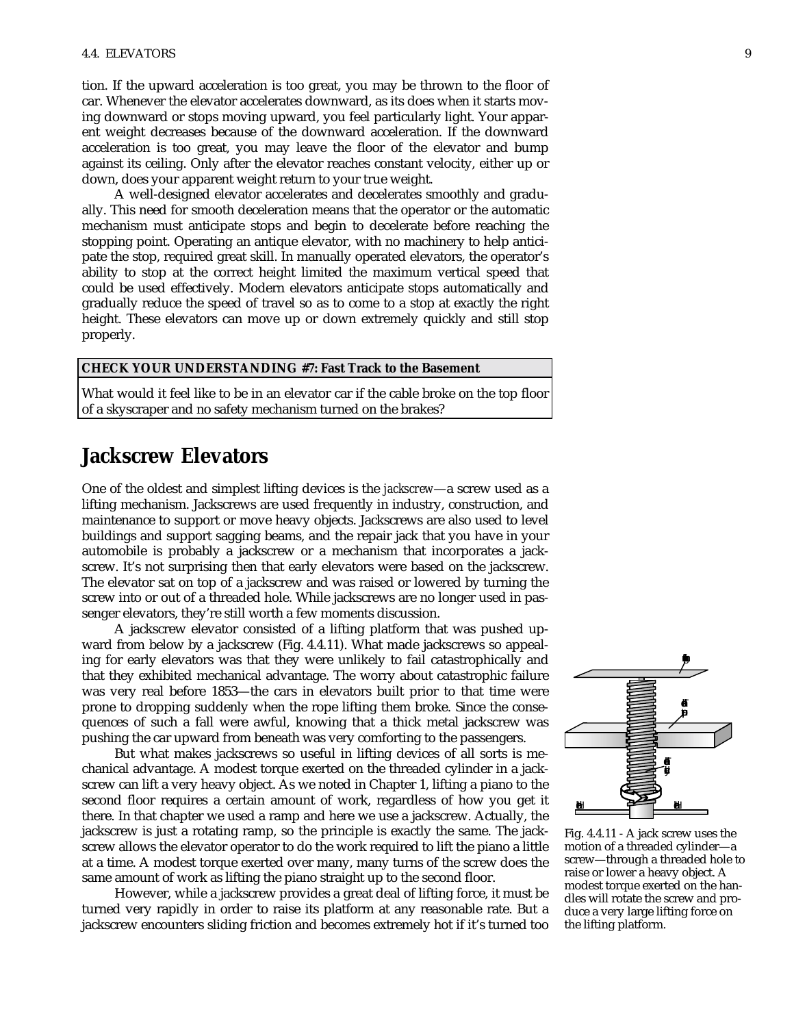tion. If the upward acceleration is too great, you may be thrown to the floor of car. Whenever the elevator accelerates downward, as its does when it starts moving downward or stops moving upward, you feel particularly light. Your apparent weight decreases because of the downward acceleration. If the downward acceleration is too great, you may leave the floor of the elevator and bump against its ceiling. Only after the elevator reaches constant velocity, either up or down, does your apparent weight return to your true weight.

A well-designed elevator accelerates and decelerates smoothly and gradually. This need for smooth deceleration means that the operator or the automatic mechanism must anticipate stops and begin to decelerate before reaching the stopping point. Operating an antique elevator, with no machinery to help anticipate the stop, required great skill. In manually operated elevators, the operator's ability to stop at the correct height limited the maximum vertical speed that could be used effectively. Modern elevators anticipate stops automatically and gradually reduce the speed of travel so as to come to a stop at exactly the right height. These elevators can move up or down extremely quickly and still stop properly.

**CHECK YOUR UNDERSTANDING #7: Fast Track to the Basement**

What would it feel like to be in an elevator car if the cable broke on the top floor of a skyscraper and no safety mechanism turned on the brakes?

## Jackscrew Elevators

One of the oldest and simplest lifting devices is the *jackscrew*—a screw used as a lifting mechanism. Jackscrews are used frequently in industry, construction, and maintenance to support or move heavy objects. Jackscrews are also used to level buildings and support sagging beams, and the repair jack that you have in your automobile is probably a jackscrew or a mechanism that incorporates a jackscrew. It's not surprising then that early elevators were based on the jackscrew. The elevator sat on top of a jackscrew and was raised or lowered by turning the screw into or out of a threaded hole. While jackscrews are no longer used in passenger elevators, they're still worth a few moments discussion.

A jackscrew elevator consisted of a lifting platform that was pushed upward from below by a jackscrew (Fig. 4.4.11). What made jackscrews so appealing for early elevators was that they were unlikely to fail catastrophically and that they exhibited mechanical advantage. The worry about catastrophic failure was very real before 1853—the cars in elevators built prior to that time were prone to dropping suddenly when the rope lifting them broke. Since the consequences of such a fall were awful, knowing that a thick metal jackscrew was pushing the car upward from beneath was very comforting to the passengers.

But what makes jackscrews so useful in lifting devices of all sorts is mechanical advantage. A modest torque exerted on the threaded cylinder in a jackscrew can lift a very heavy object. As we noted in Chapter 1, lifting a piano to the second floor requires a certain amount of work, regardless of how you get it there. In that chapter we used a ramp and here we use a jackscrew. Actually, the jackscrew is just a rotating ramp, so the principle is exactly the same. The jackscrew allows the elevator operator to do the work required to lift the piano a little at a time. A modest torque exerted over many, many turns of the screw does the same amount of work as lifting the piano straight up to the second floor.

However, while a jackscrew provides a great deal of lifting force, it must be turned very rapidly in order to raise its platform at any reasonable rate. But a jackscrew encounters sliding friction and becomes extremely hot if it's turned too

Fig. 4.4.11 - A jack screw uses the motion of a threaded cylinder—a screw—through a threaded hole to raise or lower a heavy object. A modest torque exerted on the handles will rotate the screw and produce a very large lifting force on the lifting platform.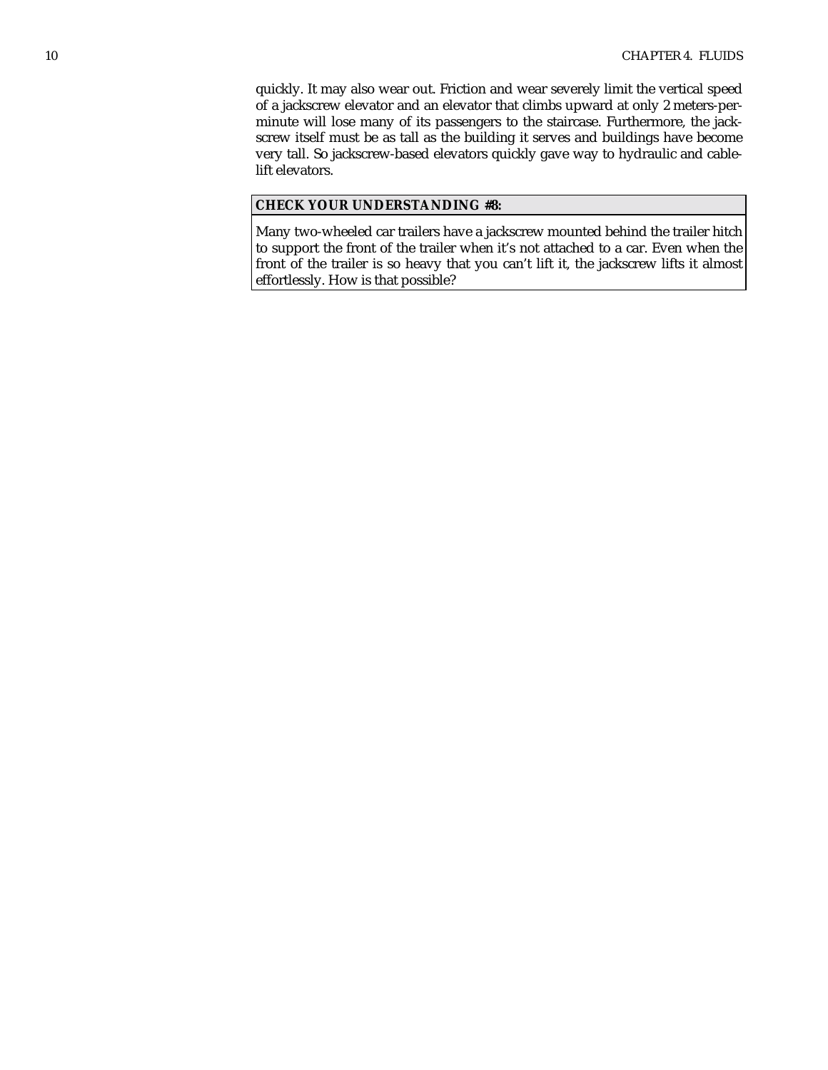quickly. It may also wear out. Friction and wear severely limit the vertical speed of a jackscrew elevator and an elevator that climbs upward at only 2 meters-per-minute will lose many of its passengers to the staircase. Furthermore, the jackscrew itself must be as tall as the building it serves and buildings have become very tall. So jackscrew-based elevators quickly gave way to hydraulic and cable-lift elevators.

**CHECK YOUR UNDERSTANDING #8:**

Many two-wheeled car trailers have a jackscrew mounted behind the trailer hitch to support the front of the trailer when it's not attached to a car. Even when the front of the trailer is so heavy that you can't lift it, the jackscrew lifts it almost effortlessly. How is that possible?